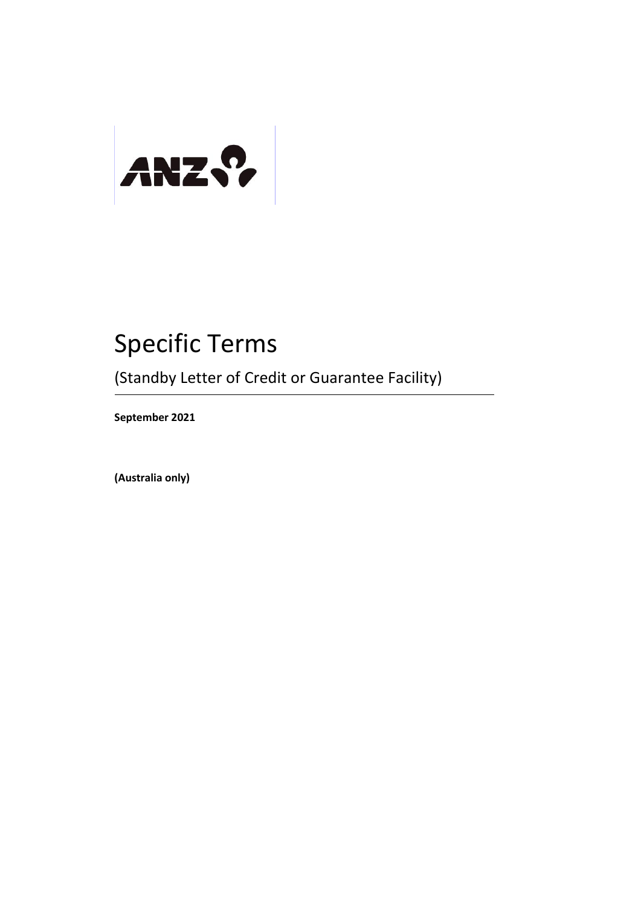ANZ

# Specific Terms

## (Standby Letter of Credit or Guarantee Facility)

**September 2021**

**(Australia only)**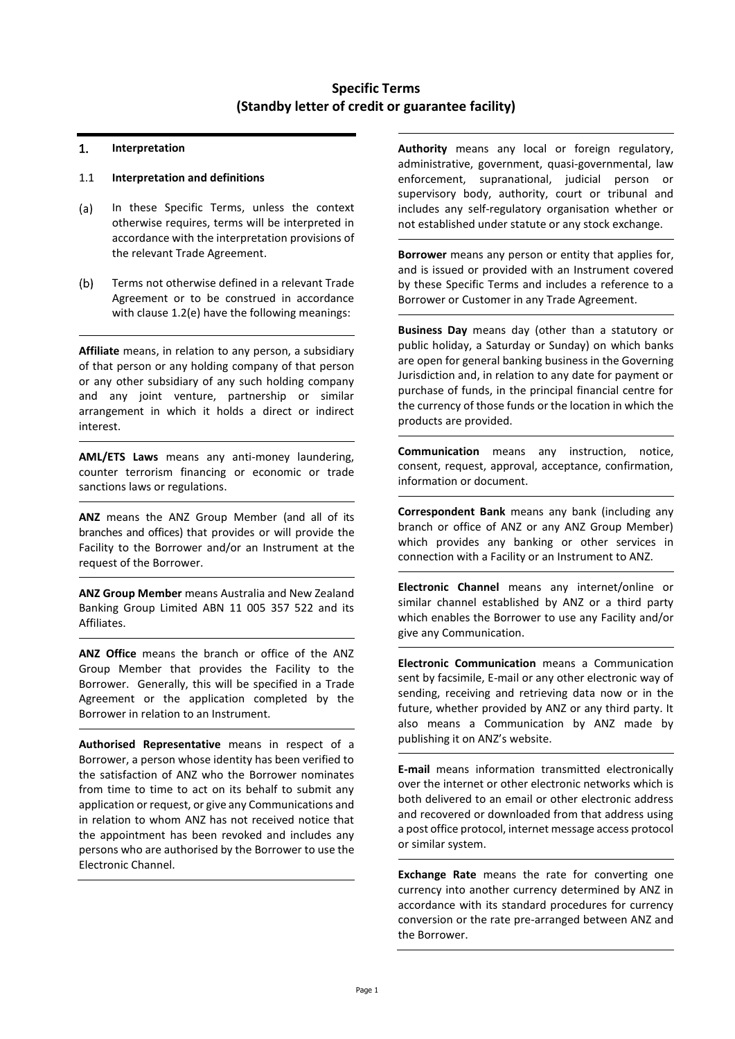# Specific Terms
# (Standby letter of credit or guarantee facility)

## 1. Interpretation

### 1.1 Interpretation and definitions

(a) In these Specific Terms, unless the context otherwise requires, terms will be interpreted in accordance with the interpretation provisions of the relevant Trade Agreement.

(b) Terms not otherwise defined in a relevant Trade Agreement or to be construed in accordance with clause 1.2(e) have the following meanings:

**Affiliate** means, in relation to any person, a subsidiary of that person or any holding company of that person or any other subsidiary of any such holding company and any joint venture, partnership or similar arrangement in which it holds a direct or indirect interest.

**AML/ETS Laws** means any anti-money laundering, counter terrorism financing or economic or trade sanctions laws or regulations.

**ANZ** means the ANZ Group Member (and all of its branches and offices) that provides or will provide the Facility to the Borrower and/or an Instrument at the request of the Borrower.

**ANZ Group Member** means Australia and New Zealand Banking Group Limited ABN 11 005 357 522 and its Affiliates.

**ANZ Office** means the branch or office of the ANZ Group Member that provides the Facility to the Borrower. Generally, this will be specified in a Trade Agreement or the application completed by the Borrower in relation to an Instrument.

**Authorised Representative** means in respect of a Borrower, a person whose identity has been verified to the satisfaction of ANZ who the Borrower nominates from time to time to act on its behalf to submit any application or request, or give any Communications and in relation to whom ANZ has not received notice that the appointment has been revoked and includes any persons who are authorised by the Borrower to use the Electronic Channel.

**Authority** means any local or foreign regulatory, administrative, government, quasi-governmental, law enforcement, supranational, judicial person or supervisory body, authority, court or tribunal and includes any self-regulatory organisation whether or not established under statute or any stock exchange.

**Borrower** means any person or entity that applies for, and is issued or provided with an Instrument covered by these Specific Terms and includes a reference to a Borrower or Customer in any Trade Agreement.

**Business Day** means day (other than a statutory or public holiday, a Saturday or Sunday) on which banks are open for general banking business in the Governing Jurisdiction and, in relation to any date for payment or purchase of funds, in the principal financial centre for the currency of those funds or the location in which the products are provided.

**Communication** means any instruction, notice, consent, request, approval, acceptance, confirmation, information or document.

**Correspondent Bank** means any bank (including any branch or office of ANZ or any ANZ Group Member) which provides any banking or other services in connection with a Facility or an Instrument to ANZ.

**Electronic Channel** means any internet/online or similar channel established by ANZ or a third party which enables the Borrower to use any Facility and/or give any Communication.

**Electronic Communication** means a Communication sent by facsimile, E-mail or any other electronic way of sending, receiving and retrieving data now or in the future, whether provided by ANZ or any third party. It also means a Communication by ANZ made by publishing it on ANZ's website.

**E-mail** means information transmitted electronically over the internet or other electronic networks which is both delivered to an email or other electronic address and recovered or downloaded from that address using a post office protocol, internet message access protocol or similar system.

**Exchange Rate** means the rate for converting one currency into another currency determined by ANZ in accordance with its standard procedures for currency conversion or the rate pre-arranged between ANZ and the Borrower.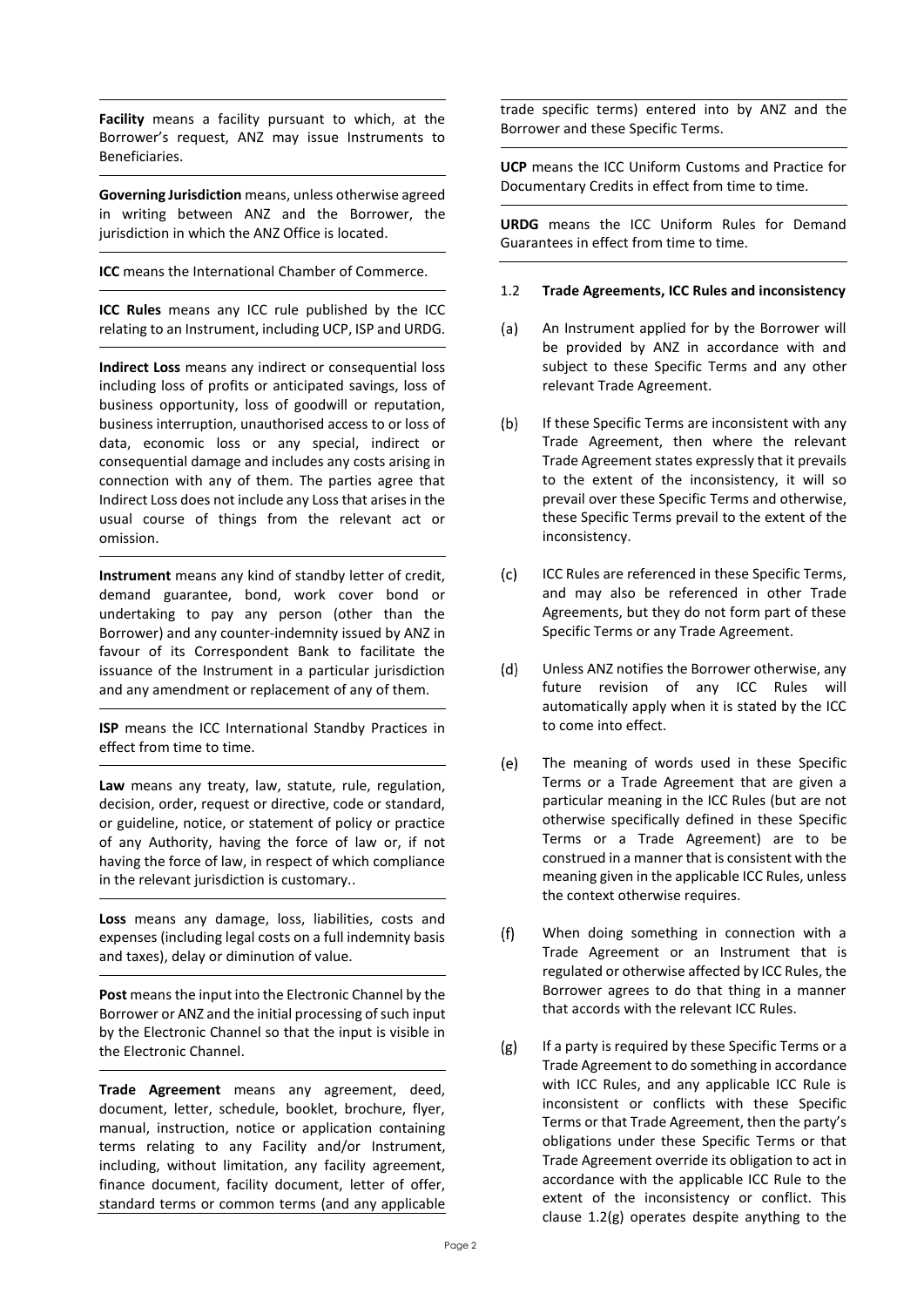**Facility** means a facility pursuant to which, at the Borrower's request, ANZ may issue Instruments to Beneficiaries.

**Governing Jurisdiction** means, unless otherwise agreed in writing between ANZ and the Borrower, the jurisdiction in which the ANZ Office is located.

**ICC** means the International Chamber of Commerce.

**ICC Rules** means any ICC rule published by the ICC relating to an Instrument, including UCP, ISP and URDG.

**Indirect Loss** means any indirect or consequential loss including loss of profits or anticipated savings, loss of business opportunity, loss of goodwill or reputation, business interruption, unauthorised access to or loss of data, economic loss or any special, indirect or consequential damage and includes any costs arising in connection with any of them. The parties agree that Indirect Loss does not include any Loss that arises in the usual course of things from the relevant act or omission.

**Instrument** means any kind of standby letter of credit, demand guarantee, bond, work cover bond or undertaking to pay any person (other than the Borrower) and any counter-indemnity issued by ANZ in favour of its Correspondent Bank to facilitate the issuance of the Instrument in a particular jurisdiction and any amendment or replacement of any of them.

**ISP** means the ICC International Standby Practices in effect from time to time.

**Law** means any treaty, law, statute, rule, regulation, decision, order, request or directive, code or standard, or guideline, notice, or statement of policy or practice of any Authority, having the force of law or, if not having the force of law, in respect of which compliance in the relevant jurisdiction is customary..

**Loss** means any damage, loss, liabilities, costs and expenses (including legal costs on a full indemnity basis and taxes), delay or diminution of value.

**Post** means the input into the Electronic Channel by the Borrower or ANZ and the initial processing of such input by the Electronic Channel so that the input is visible in the Electronic Channel.

**Trade Agreement** means any agreement, deed, document, letter, schedule, booklet, brochure, flyer, manual, instruction, notice or application containing terms relating to any Facility and/or Instrument, including, without limitation, any facility agreement, finance document, facility document, letter of offer, standard terms or common terms (and any applicable trade specific terms) entered into by ANZ and the Borrower and these Specific Terms.

**UCP** means the ICC Uniform Customs and Practice for Documentary Credits in effect from time to time.

**URDG** means the ICC Uniform Rules for Demand Guarantees in effect from time to time.

1.2 **Trade Agreements, ICC Rules and inconsistency**

(a) An Instrument applied for by the Borrower will be provided by ANZ in accordance with and subject to these Specific Terms and any other relevant Trade Agreement.

(b) If these Specific Terms are inconsistent with any Trade Agreement, then where the relevant Trade Agreement states expressly that it prevails to the extent of the inconsistency, it will so prevail over these Specific Terms and otherwise, these Specific Terms prevail to the extent of the inconsistency.

(c) ICC Rules are referenced in these Specific Terms, and may also be referenced in other Trade Agreements, but they do not form part of these Specific Terms or any Trade Agreement.

(d) Unless ANZ notifies the Borrower otherwise, any future revision of any ICC Rules will automatically apply when it is stated by the ICC to come into effect.

(e) The meaning of words used in these Specific Terms or a Trade Agreement that are given a particular meaning in the ICC Rules (but are not otherwise specifically defined in these Specific Terms or a Trade Agreement) are to be construed in a manner that is consistent with the meaning given in the applicable ICC Rules, unless the context otherwise requires.

(f) When doing something in connection with a Trade Agreement or an Instrument that is regulated or otherwise affected by ICC Rules, the Borrower agrees to do that thing in a manner that accords with the relevant ICC Rules.

(g) If a party is required by these Specific Terms or a Trade Agreement to do something in accordance with ICC Rules, and any applicable ICC Rule is inconsistent or conflicts with these Specific Terms or that Trade Agreement, then the party's obligations under these Specific Terms or that Trade Agreement override its obligation to act in accordance with the applicable ICC Rule to the extent of the inconsistency or conflict. This clause 1.2(g) operates despite anything to the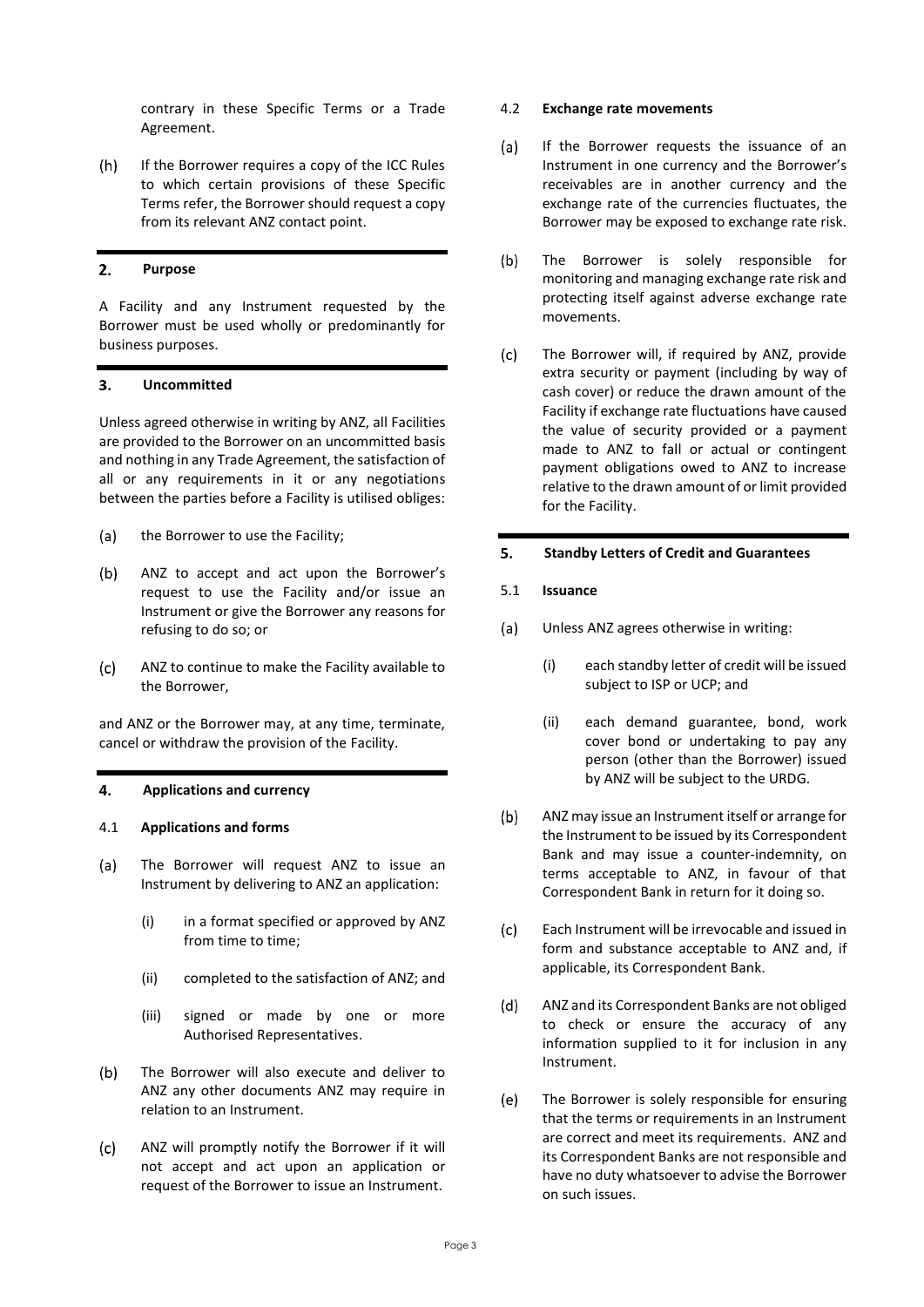contrary in these Specific Terms or a Trade Agreement.

(h) If the Borrower requires a copy of the ICC Rules to which certain provisions of these Specific Terms refer, the Borrower should request a copy from its relevant ANZ contact point.

## 2. Purpose

A Facility and any Instrument requested by the Borrower must be used wholly or predominantly for business purposes.

## 3. Uncommitted

Unless agreed otherwise in writing by ANZ, all Facilities are provided to the Borrower on an uncommitted basis and nothing in any Trade Agreement, the satisfaction of all or any requirements in it or any negotiations between the parties before a Facility is utilised obliges:

(a) the Borrower to use the Facility;

(b) ANZ to accept and act upon the Borrower's request to use the Facility and/or issue an Instrument or give the Borrower any reasons for refusing to do so; or

(c) ANZ to continue to make the Facility available to the Borrower,

and ANZ or the Borrower may, at any time, terminate, cancel or withdraw the provision of the Facility.

## 4. Applications and currency

### 4.1 Applications and forms

(a) The Borrower will request ANZ to issue an Instrument by delivering to ANZ an application:

(i) in a format specified or approved by ANZ from time to time;

(ii) completed to the satisfaction of ANZ; and

(iii) signed or made by one or more Authorised Representatives.

(b) The Borrower will also execute and deliver to ANZ any other documents ANZ may require in relation to an Instrument.

(c) ANZ will promptly notify the Borrower if it will not accept and act upon an application or request of the Borrower to issue an Instrument.

### 4.2 Exchange rate movements

(a) If the Borrower requests the issuance of an Instrument in one currency and the Borrower's receivables are in another currency and the exchange rate of the currencies fluctuates, the Borrower may be exposed to exchange rate risk.

(b) The Borrower is solely responsible for monitoring and managing exchange rate risk and protecting itself against adverse exchange rate movements.

(c) The Borrower will, if required by ANZ, provide extra security or payment (including by way of cash cover) or reduce the drawn amount of the Facility if exchange rate fluctuations have caused the value of security provided or a payment made to ANZ to fall or actual or contingent payment obligations owed to ANZ to increase relative to the drawn amount of or limit provided for the Facility.

## 5. Standby Letters of Credit and Guarantees

### 5.1 Issuance

(a) Unless ANZ agrees otherwise in writing:

(i) each standby letter of credit will be issued subject to ISP or UCP; and

(ii) each demand guarantee, bond, work cover bond or undertaking to pay any person (other than the Borrower) issued by ANZ will be subject to the URDG.

(b) ANZ may issue an Instrument itself or arrange for the Instrument to be issued by its Correspondent Bank and may issue a counter-indemnity, on terms acceptable to ANZ, in favour of that Correspondent Bank in return for it doing so.

(c) Each Instrument will be irrevocable and issued in form and substance acceptable to ANZ and, if applicable, its Correspondent Bank.

(d) ANZ and its Correspondent Banks are not obliged to check or ensure the accuracy of any information supplied to it for inclusion in any Instrument.

(e) The Borrower is solely responsible for ensuring that the terms or requirements in an Instrument are correct and meet its requirements. ANZ and its Correspondent Banks are not responsible and have no duty whatsoever to advise the Borrower on such issues.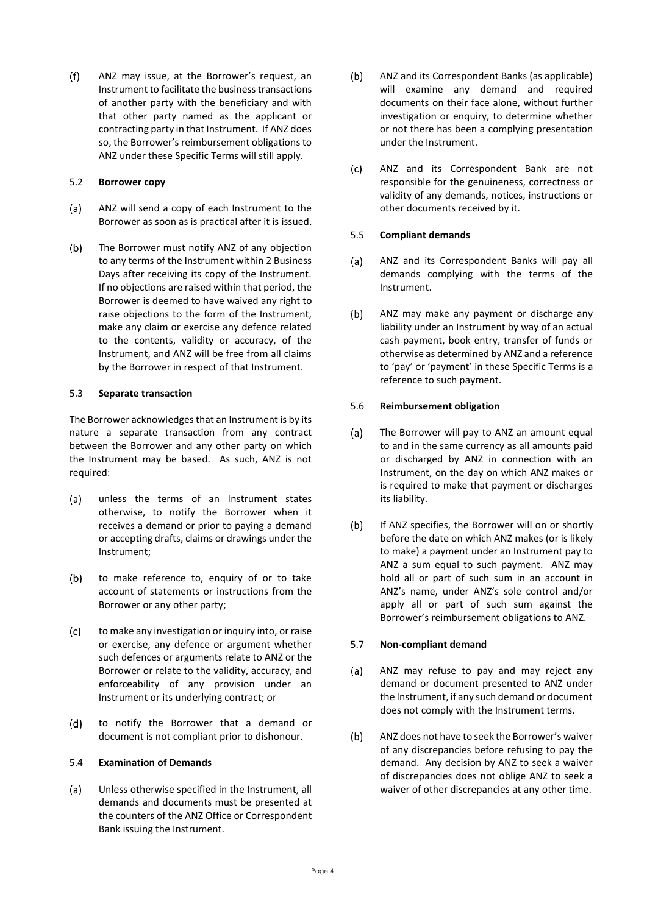(f) ANZ may issue, at the Borrower's request, an Instrument to facilitate the business transactions of another party with the beneficiary and with that other party named as the applicant or contracting party in that Instrument. If ANZ does so, the Borrower's reimbursement obligations to ANZ under these Specific Terms will still apply.

5.2 **Borrower copy**

(a) ANZ will send a copy of each Instrument to the Borrower as soon as is practical after it is issued.

(b) The Borrower must notify ANZ of any objection to any terms of the Instrument within 2 Business Days after receiving its copy of the Instrument. If no objections are raised within that period, the Borrower is deemed to have waived any right to raise objections to the form of the Instrument, make any claim or exercise any defence related to the contents, validity or accuracy, of the Instrument, and ANZ will be free from all claims by the Borrower in respect of that Instrument.

5.3 **Separate transaction**

The Borrower acknowledges that an Instrument is by its nature a separate transaction from any contract between the Borrower and any other party on which the Instrument may be based. As such, ANZ is not required:

(a) unless the terms of an Instrument states otherwise, to notify the Borrower when it receives a demand or prior to paying a demand or accepting drafts, claims or drawings under the Instrument;

(b) to make reference to, enquiry of or to take account of statements or instructions from the Borrower or any other party;

(c) to make any investigation or inquiry into, or raise or exercise, any defence or argument whether such defences or arguments relate to ANZ or the Borrower or relate to the validity, accuracy, and enforceability of any provision under an Instrument or its underlying contract; or

(d) to notify the Borrower that a demand or document is not compliant prior to dishonour.

5.4 **Examination of Demands**

(a) Unless otherwise specified in the Instrument, all demands and documents must be presented at the counters of the ANZ Office or Correspondent Bank issuing the Instrument.

(b) ANZ and its Correspondent Banks (as applicable) will examine any demand and required documents on their face alone, without further investigation or enquiry, to determine whether or not there has been a complying presentation under the Instrument.

(c) ANZ and its Correspondent Bank are not responsible for the genuineness, correctness or validity of any demands, notices, instructions or other documents received by it.

5.5 **Compliant demands**

(a) ANZ and its Correspondent Banks will pay all demands complying with the terms of the Instrument.

(b) ANZ may make any payment or discharge any liability under an Instrument by way of an actual cash payment, book entry, transfer of funds or otherwise as determined by ANZ and a reference to 'pay' or 'payment' in these Specific Terms is a reference to such payment.

5.6 **Reimbursement obligation**

(a) The Borrower will pay to ANZ an amount equal to and in the same currency as all amounts paid or discharged by ANZ in connection with an Instrument, on the day on which ANZ makes or is required to make that payment or discharges its liability.

(b) If ANZ specifies, the Borrower will on or shortly before the date on which ANZ makes (or is likely to make) a payment under an Instrument pay to ANZ a sum equal to such payment. ANZ may hold all or part of such sum in an account in ANZ's name, under ANZ's sole control and/or apply all or part of such sum against the Borrower's reimbursement obligations to ANZ.

5.7 **Non-compliant demand**

(a) ANZ may refuse to pay and may reject any demand or document presented to ANZ under the Instrument, if any such demand or document does not comply with the Instrument terms.

(b) ANZ does not have to seek the Borrower's waiver of any discrepancies before refusing to pay the demand. Any decision by ANZ to seek a waiver of discrepancies does not oblige ANZ to seek a waiver of other discrepancies at any other time.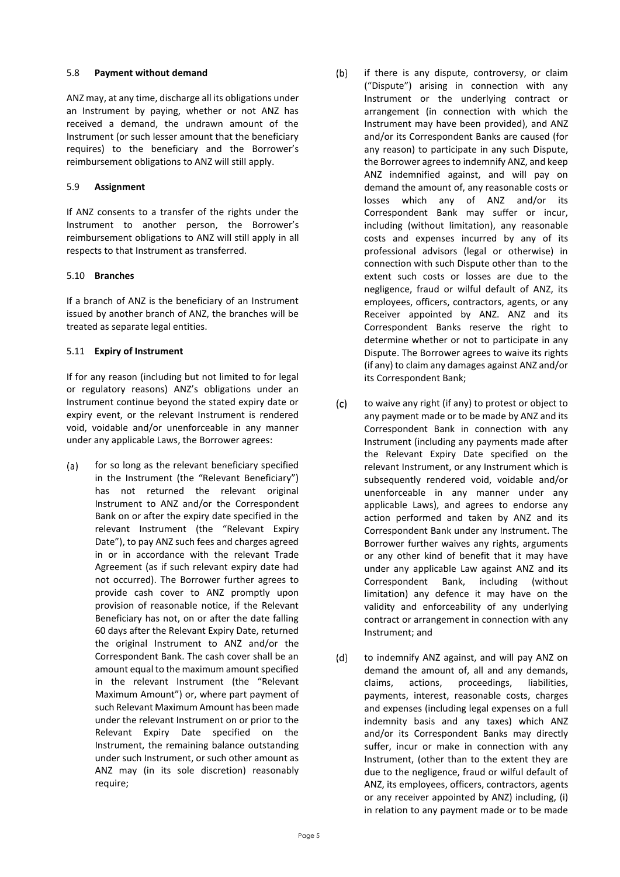### 5.8 **Payment without demand**

ANZ may, at any time, discharge all its obligations under an Instrument by paying, whether or not ANZ has received a demand, the undrawn amount of the Instrument (or such lesser amount that the beneficiary requires) to the beneficiary and the Borrower's reimbursement obligations to ANZ will still apply.

### 5.9 **Assignment**

If ANZ consents to a transfer of the rights under the Instrument to another person, the Borrower's reimbursement obligations to ANZ will still apply in all respects to that Instrument as transferred.

### 5.10 **Branches**

If a branch of ANZ is the beneficiary of an Instrument issued by another branch of ANZ, the branches will be treated as separate legal entities.

### 5.11 **Expiry of Instrument**

If for any reason (including but not limited to for legal or regulatory reasons) ANZ's obligations under an Instrument continue beyond the stated expiry date or expiry event, or the relevant Instrument is rendered void, voidable and/or unenforceable in any manner under any applicable Laws, the Borrower agrees:

(a) for so long as the relevant beneficiary specified in the Instrument (the "Relevant Beneficiary") has not returned the relevant original Instrument to ANZ and/or the Correspondent Bank on or after the expiry date specified in the relevant Instrument (the "Relevant Expiry Date"), to pay ANZ such fees and charges agreed in or in accordance with the relevant Trade Agreement (as if such relevant expiry date had not occurred). The Borrower further agrees to provide cash cover to ANZ promptly upon provision of reasonable notice, if the Relevant Beneficiary has not, on or after the date falling 60 days after the Relevant Expiry Date, returned the original Instrument to ANZ and/or the Correspondent Bank. The cash cover shall be an amount equal to the maximum amount specified in the relevant Instrument (the "Relevant Maximum Amount") or, where part payment of such Relevant Maximum Amount has been made under the relevant Instrument on or prior to the Relevant Expiry Date specified on the Instrument, the remaining balance outstanding under such Instrument, or such other amount as ANZ may (in its sole discretion) reasonably require;

(b) if there is any dispute, controversy, or claim ("Dispute") arising in connection with any Instrument or the underlying contract or arrangement (in connection with which the Instrument may have been provided), and ANZ and/or its Correspondent Banks are caused (for any reason) to participate in any such Dispute, the Borrower agrees to indemnify ANZ, and keep ANZ indemnified against, and will pay on demand the amount of, any reasonable costs or losses which any of ANZ and/or its Correspondent Bank may suffer or incur, including (without limitation), any reasonable costs and expenses incurred by any of its professional advisors (legal or otherwise) in connection with such Dispute other than to the extent such costs or losses are due to the negligence, fraud or wilful default of ANZ, its employees, officers, contractors, agents, or any Receiver appointed by ANZ. ANZ and its Correspondent Banks reserve the right to determine whether or not to participate in any Dispute. The Borrower agrees to waive its rights (if any) to claim any damages against ANZ and/or its Correspondent Bank;

(c) to waive any right (if any) to protest or object to any payment made or to be made by ANZ and its Correspondent Bank in connection with any Instrument (including any payments made after the Relevant Expiry Date specified on the relevant Instrument, or any Instrument which is subsequently rendered void, voidable and/or unenforceable in any manner under any applicable Laws), and agrees to endorse any action performed and taken by ANZ and its Correspondent Bank under any Instrument. The Borrower further waives any rights, arguments or any other kind of benefit that it may have under any applicable Law against ANZ and its Correspondent Bank, including (without limitation) any defence it may have on the validity and enforceability of any underlying contract or arrangement in connection with any Instrument; and

(d) to indemnify ANZ against, and will pay ANZ on demand the amount of, all and any demands, claims, actions, proceedings, liabilities, payments, interest, reasonable costs, charges and expenses (including legal expenses on a full indemnity basis and any taxes) which ANZ and/or its Correspondent Banks may directly suffer, incur or make in connection with any Instrument, (other than to the extent they are due to the negligence, fraud or wilful default of ANZ, its employees, officers, contractors, agents or any receiver appointed by ANZ) including, (i) in relation to any payment made or to be made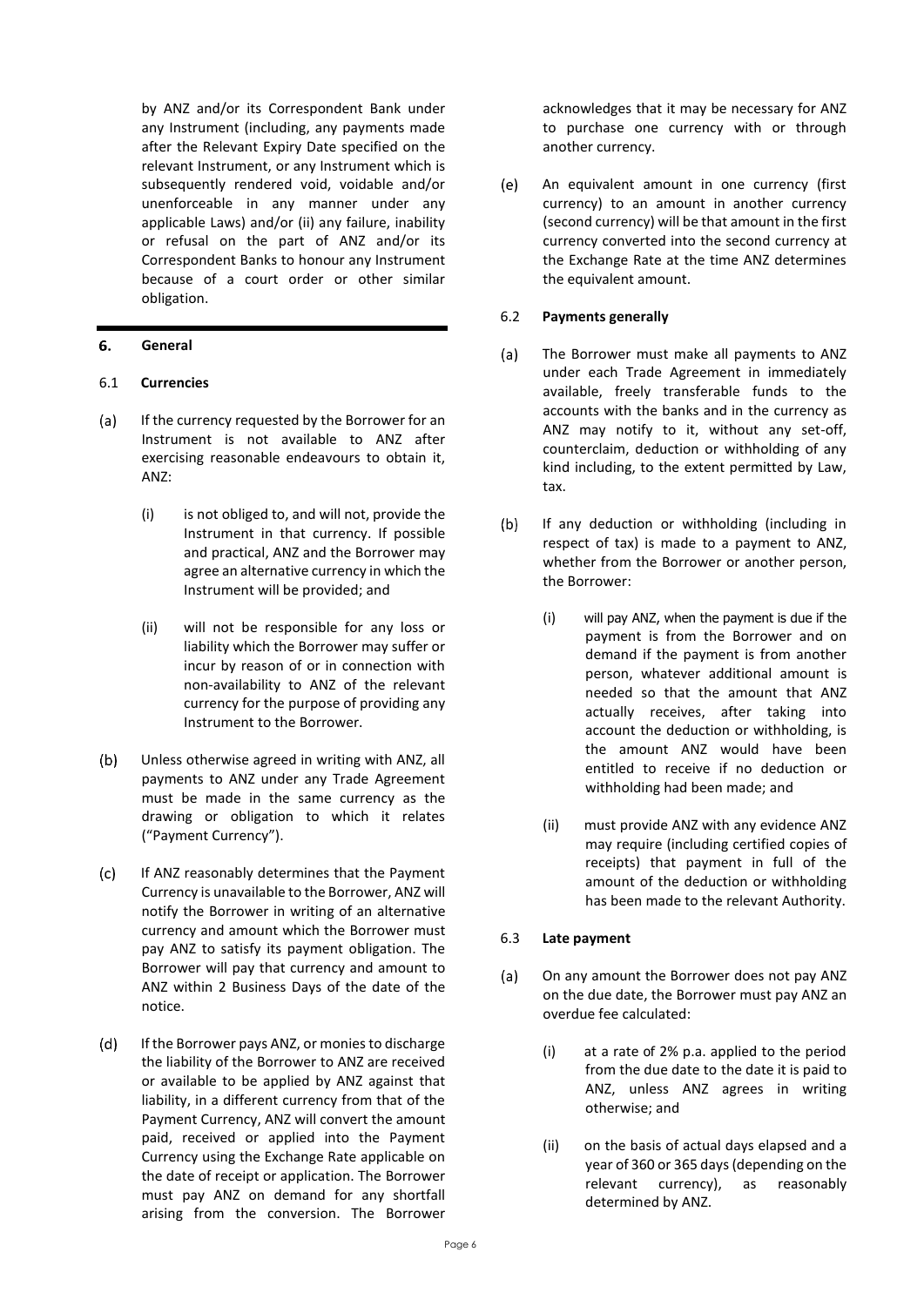by ANZ and/or its Correspondent Bank under any Instrument (including, any payments made after the Relevant Expiry Date specified on the relevant Instrument, or any Instrument which is subsequently rendered void, voidable and/or unenforceable in any manner under any applicable Laws) and/or (ii) any failure, inability or refusal on the part of ANZ and/or its Correspondent Banks to honour any Instrument because of a court order or other similar obligation.

## 6. General

### 6.1 Currencies

(a) If the currency requested by the Borrower for an Instrument is not available to ANZ after exercising reasonable endeavours to obtain it, ANZ:

 (i) is not obliged to, and will not, provide the Instrument in that currency. If possible and practical, ANZ and the Borrower may agree an alternative currency in which the Instrument will be provided; and

 (ii) will not be responsible for any loss or liability which the Borrower may suffer or incur by reason of or in connection with non-availability to ANZ of the relevant currency for the purpose of providing any Instrument to the Borrower.

(b) Unless otherwise agreed in writing with ANZ, all payments to ANZ under any Trade Agreement must be made in the same currency as the drawing or obligation to which it relates ("Payment Currency").

(c) If ANZ reasonably determines that the Payment Currency is unavailable to the Borrower, ANZ will notify the Borrower in writing of an alternative currency and amount which the Borrower must pay ANZ to satisfy its payment obligation. The Borrower will pay that currency and amount to ANZ within 2 Business Days of the date of the notice.

(d) If the Borrower pays ANZ, or monies to discharge the liability of the Borrower to ANZ are received or available to be applied by ANZ against that liability, in a different currency from that of the Payment Currency, ANZ will convert the amount paid, received or applied into the Payment Currency using the Exchange Rate applicable on the date of receipt or application. The Borrower must pay ANZ on demand for any shortfall arising from the conversion. The Borrower acknowledges that it may be necessary for ANZ to purchase one currency with or through another currency.

(e) An equivalent amount in one currency (first currency) to an amount in another currency (second currency) will be that amount in the first currency converted into the second currency at the Exchange Rate at the time ANZ determines the equivalent amount.

### 6.2 Payments generally

(a) The Borrower must make all payments to ANZ under each Trade Agreement in immediately available, freely transferable funds to the accounts with the banks and in the currency as ANZ may notify to it, without any set-off, counterclaim, deduction or withholding of any kind including, to the extent permitted by Law, tax.

(b) If any deduction or withholding (including in respect of tax) is made to a payment to ANZ, whether from the Borrower or another person, the Borrower:

 (i) will pay ANZ, when the payment is due if the payment is from the Borrower and on demand if the payment is from another person, whatever additional amount is needed so that the amount that ANZ actually receives, after taking into account the deduction or withholding, is the amount ANZ would have been entitled to receive if no deduction or withholding had been made; and

 (ii) must provide ANZ with any evidence ANZ may require (including certified copies of receipts) that payment in full of the amount of the deduction or withholding has been made to the relevant Authority.

### 6.3 Late payment

(a) On any amount the Borrower does not pay ANZ on the due date, the Borrower must pay ANZ an overdue fee calculated:

 (i) at a rate of 2% p.a. applied to the period from the due date to the date it is paid to ANZ, unless ANZ agrees in writing otherwise; and

 (ii) on the basis of actual days elapsed and a year of 360 or 365 days (depending on the relevant currency), as reasonably determined by ANZ.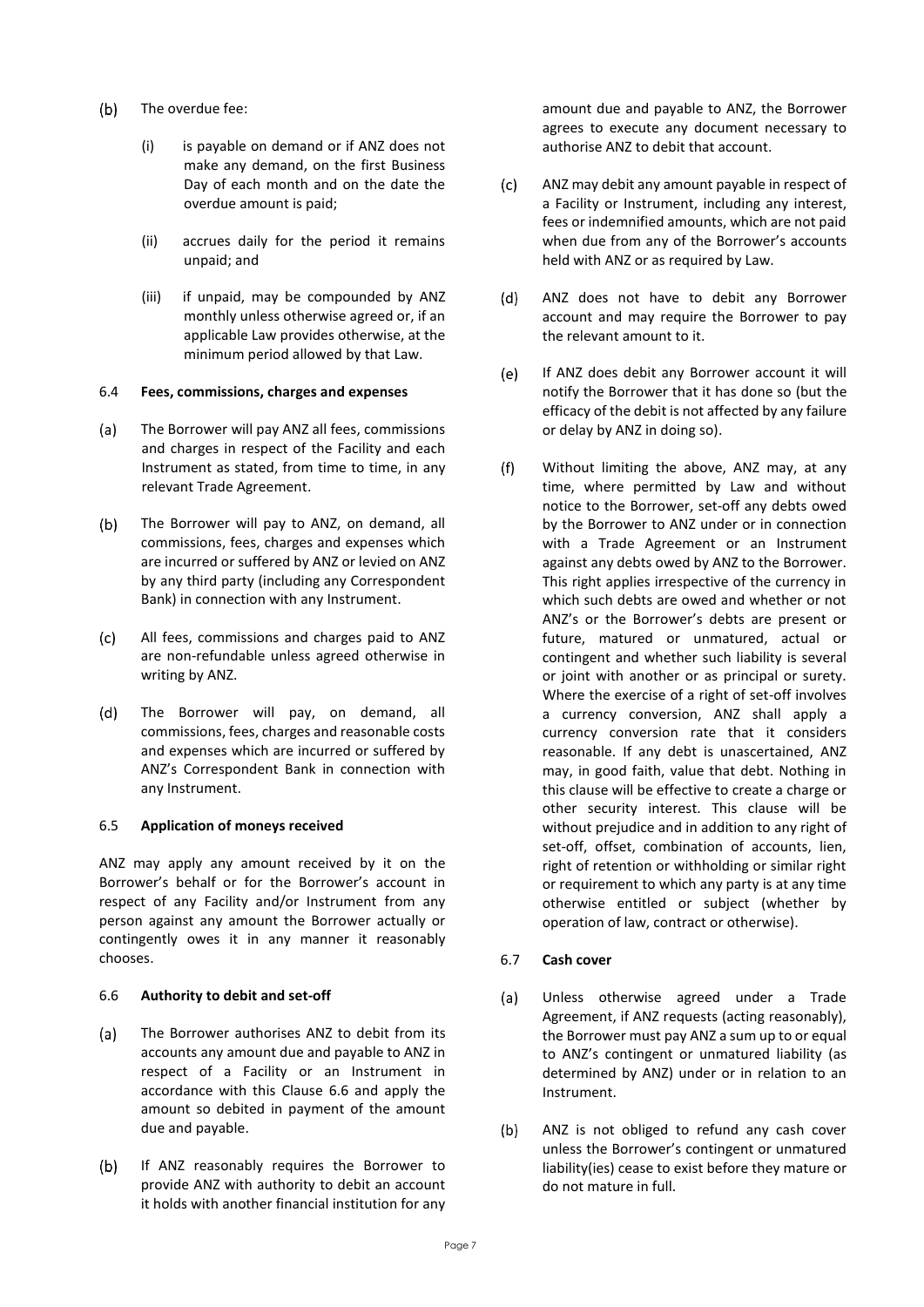(b) The overdue fee:

(i) is payable on demand or if ANZ does not make any demand, on the first Business Day of each month and on the date the overdue amount is paid;

(ii) accrues daily for the period it remains unpaid; and

(iii) if unpaid, may be compounded by ANZ monthly unless otherwise agreed or, if an applicable Law provides otherwise, at the minimum period allowed by that Law.

6.4 **Fees, commissions, charges and expenses**

(a) The Borrower will pay ANZ all fees, commissions and charges in respect of the Facility and each Instrument as stated, from time to time, in any relevant Trade Agreement.

(b) The Borrower will pay to ANZ, on demand, all commissions, fees, charges and expenses which are incurred or suffered by ANZ or levied on ANZ by any third party (including any Correspondent Bank) in connection with any Instrument.

(c) All fees, commissions and charges paid to ANZ are non-refundable unless agreed otherwise in writing by ANZ.

(d) The Borrower will pay, on demand, all commissions, fees, charges and reasonable costs and expenses which are incurred or suffered by ANZ's Correspondent Bank in connection with any Instrument.

6.5 **Application of moneys received**

ANZ may apply any amount received by it on the Borrower's behalf or for the Borrower's account in respect of any Facility and/or Instrument from any person against any amount the Borrower actually or contingently owes it in any manner it reasonably chooses.

6.6 **Authority to debit and set-off**

(a) The Borrower authorises ANZ to debit from its accounts any amount due and payable to ANZ in respect of a Facility or an Instrument in accordance with this Clause 6.6 and apply the amount so debited in payment of the amount due and payable.

(b) If ANZ reasonably requires the Borrower to provide ANZ with authority to debit an account it holds with another financial institution for any amount due and payable to ANZ, the Borrower agrees to execute any document necessary to authorise ANZ to debit that account.

(c) ANZ may debit any amount payable in respect of a Facility or Instrument, including any interest, fees or indemnified amounts, which are not paid when due from any of the Borrower's accounts held with ANZ or as required by Law.

(d) ANZ does not have to debit any Borrower account and may require the Borrower to pay the relevant amount to it.

(e) If ANZ does debit any Borrower account it will notify the Borrower that it has done so (but the efficacy of the debit is not affected by any failure or delay by ANZ in doing so).

(f) Without limiting the above, ANZ may, at any time, where permitted by Law and without notice to the Borrower, set-off any debts owed by the Borrower to ANZ under or in connection with a Trade Agreement or an Instrument against any debts owed by ANZ to the Borrower. This right applies irrespective of the currency in which such debts are owed and whether or not ANZ's or the Borrower's debts are present or future, matured or unmatured, actual or contingent and whether such liability is several or joint with another or as principal or surety. Where the exercise of a right of set-off involves a currency conversion, ANZ shall apply a currency conversion rate that it considers reasonable. If any debt is unascertained, ANZ may, in good faith, value that debt. Nothing in this clause will be effective to create a charge or other security interest. This clause will be without prejudice and in addition to any right of set-off, offset, combination of accounts, lien, right of retention or withholding or similar right or requirement to which any party is at any time otherwise entitled or subject (whether by operation of law, contract or otherwise).

6.7 **Cash cover**

(a) Unless otherwise agreed under a Trade Agreement, if ANZ requests (acting reasonably), the Borrower must pay ANZ a sum up to or equal to ANZ's contingent or unmatured liability (as determined by ANZ) under or in relation to an Instrument.

(b) ANZ is not obliged to refund any cash cover unless the Borrower's contingent or unmatured liability(ies) cease to exist before they mature or do not mature in full.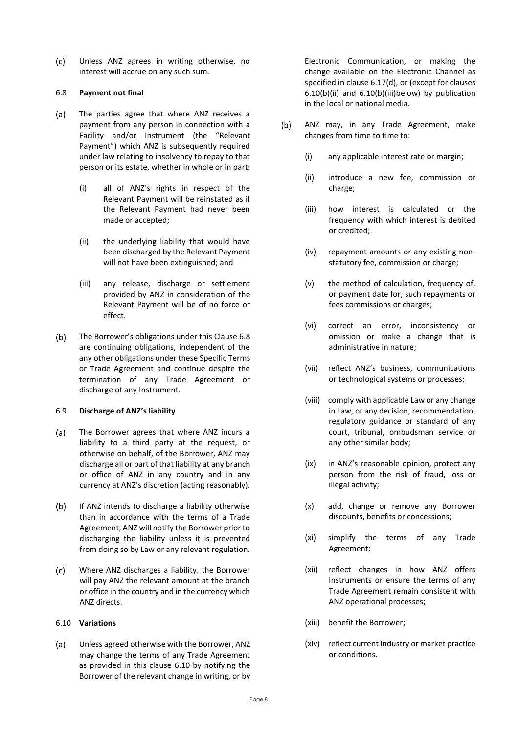(c) Unless ANZ agrees in writing otherwise, no interest will accrue on any such sum.

6.8 **Payment not final**

(a) The parties agree that where ANZ receives a payment from any person in connection with a Facility and/or Instrument (the "Relevant Payment") which ANZ is subsequently required under law relating to insolvency to repay to that person or its estate, whether in whole or in part:

   (i) all of ANZ's rights in respect of the Relevant Payment will be reinstated as if the Relevant Payment had never been made or accepted;

   (ii) the underlying liability that would have been discharged by the Relevant Payment will not have been extinguished; and

   (iii) any release, discharge or settlement provided by ANZ in consideration of the Relevant Payment will be of no force or effect.

(b) The Borrower's obligations under this Clause 6.8 are continuing obligations, independent of the any other obligations under these Specific Terms or Trade Agreement and continue despite the termination of any Trade Agreement or discharge of any Instrument.

6.9 **Discharge of ANZ's liability**

(a) The Borrower agrees that where ANZ incurs a liability to a third party at the request, or otherwise on behalf, of the Borrower, ANZ may discharge all or part of that liability at any branch or office of ANZ in any country and in any currency at ANZ's discretion (acting reasonably).

(b) If ANZ intends to discharge a liability otherwise than in accordance with the terms of a Trade Agreement, ANZ will notify the Borrower prior to discharging the liability unless it is prevented from doing so by Law or any relevant regulation.

(c) Where ANZ discharges a liability, the Borrower will pay ANZ the relevant amount at the branch or office in the country and in the currency which ANZ directs.

6.10 **Variations**

(a) Unless agreed otherwise with the Borrower, ANZ may change the terms of any Trade Agreement as provided in this clause 6.10 by notifying the Borrower of the relevant change in writing, or by Electronic Communication, or making the change available on the Electronic Channel as specified in clause 6.17(d), or (except for clauses 6.10(b)(ii) and 6.10(b)(iii)below) by publication in the local or national media.

(b) ANZ may, in any Trade Agreement, make changes from time to time to:

   (i) any applicable interest rate or margin;

   (ii) introduce a new fee, commission or charge;

   (iii) how interest is calculated or the frequency with which interest is debited or credited;

   (iv) repayment amounts or any existing non-statutory fee, commission or charge;

   (v) the method of calculation, frequency of, or payment date for, such repayments or fees commissions or charges;

   (vi) correct an error, inconsistency or omission or make a change that is administrative in nature;

   (vii) reflect ANZ's business, communications or technological systems or processes;

   (viii) comply with applicable Law or any change in Law, or any decision, recommendation, regulatory guidance or standard of any court, tribunal, ombudsman service or any other similar body;

   (ix) in ANZ's reasonable opinion, protect any person from the risk of fraud, loss or illegal activity;

   (x) add, change or remove any Borrower discounts, benefits or concessions;

   (xi) simplify the terms of any Trade Agreement;

   (xii) reflect changes in how ANZ offers Instruments or ensure the terms of any Trade Agreement remain consistent with ANZ operational processes;

   (xiii) benefit the Borrower;

   (xiv) reflect current industry or market practice or conditions.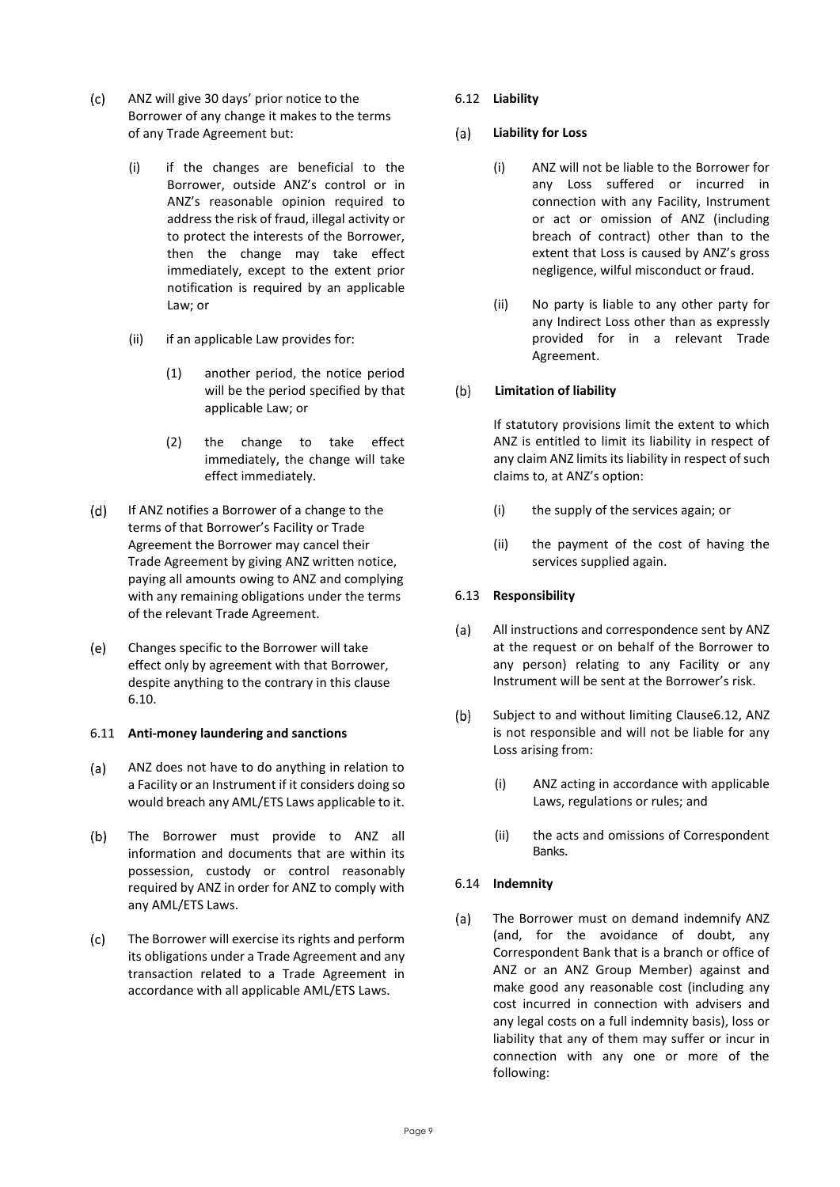(c) ANZ will give 30 days' prior notice to the Borrower of any change it makes to the terms of any Trade Agreement but:

   (i) if the changes are beneficial to the Borrower, outside ANZ's control or in ANZ's reasonable opinion required to address the risk of fraud, illegal activity or to protect the interests of the Borrower, then the change may take effect immediately, except to the extent prior notification is required by an applicable Law; or

   (ii) if an applicable Law provides for:

      (1) another period, the notice period will be the period specified by that applicable Law; or

      (2) the change to take effect immediately, the change will take effect immediately.

(d) If ANZ notifies a Borrower of a change to the terms of that Borrower's Facility or Trade Agreement the Borrower may cancel their Trade Agreement by giving ANZ written notice, paying all amounts owing to ANZ and complying with any remaining obligations under the terms of the relevant Trade Agreement.

(e) Changes specific to the Borrower will take effect only by agreement with that Borrower, despite anything to the contrary in this clause 6.10.

### 6.11 **Anti-money laundering and sanctions**

(a) ANZ does not have to do anything in relation to a Facility or an Instrument if it considers doing so would breach any AML/ETS Laws applicable to it.

(b) The Borrower must provide to ANZ all information and documents that are within its possession, custody or control reasonably required by ANZ in order for ANZ to comply with any AML/ETS Laws.

(c) The Borrower will exercise its rights and perform its obligations under a Trade Agreement and any transaction related to a Trade Agreement in accordance with all applicable AML/ETS Laws.

### 6.12 **Liability**

(a) **Liability for Loss**

   (i) ANZ will not be liable to the Borrower for any Loss suffered or incurred in connection with any Facility, Instrument or act or omission of ANZ (including breach of contract) other than to the extent that Loss is caused by ANZ's gross negligence, wilful misconduct or fraud.

   (ii) No party is liable to any other party for any Indirect Loss other than as expressly provided for in a relevant Trade Agreement.

(b) **Limitation of liability**

   If statutory provisions limit the extent to which ANZ is entitled to limit its liability in respect of any claim ANZ limits its liability in respect of such claims to, at ANZ's option:

   (i) the supply of the services again; or

   (ii) the payment of the cost of having the services supplied again.

### 6.13 **Responsibility**

(a) All instructions and correspondence sent by ANZ at the request or on behalf of the Borrower to any person) relating to any Facility or any Instrument will be sent at the Borrower's risk.

(b) Subject to and without limiting Clause6.12, ANZ is not responsible and will not be liable for any Loss arising from:

   (i) ANZ acting in accordance with applicable Laws, regulations or rules; and

   (ii) the acts and omissions of Correspondent Banks.

### 6.14 **Indemnity**

(a) The Borrower must on demand indemnify ANZ (and, for the avoidance of doubt, any Correspondent Bank that is a branch or office of ANZ or an ANZ Group Member) against and make good any reasonable cost (including any cost incurred in connection with advisers and any legal costs on a full indemnity basis), loss or liability that any of them may suffer or incur in connection with any one or more of the following: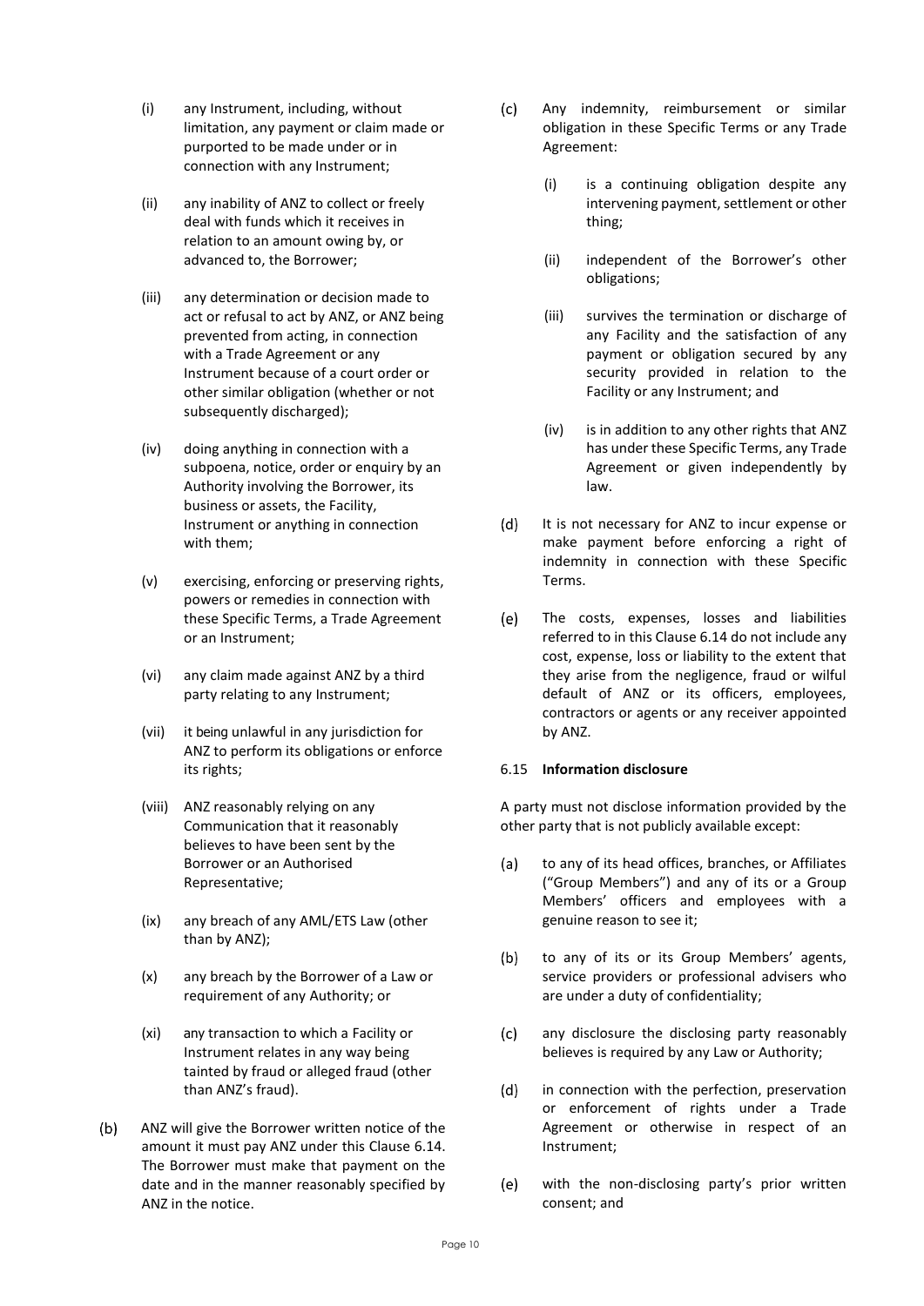(i) any Instrument, including, without limitation, any payment or claim made or purported to be made under or in connection with any Instrument;

(ii) any inability of ANZ to collect or freely deal with funds which it receives in relation to an amount owing by, or advanced to, the Borrower;

(iii) any determination or decision made to act or refusal to act by ANZ, or ANZ being prevented from acting, in connection with a Trade Agreement or any Instrument because of a court order or other similar obligation (whether or not subsequently discharged);

(iv) doing anything in connection with a subpoena, notice, order or enquiry by an Authority involving the Borrower, its business or assets, the Facility, Instrument or anything in connection with them;

(v) exercising, enforcing or preserving rights, powers or remedies in connection with these Specific Terms, a Trade Agreement or an Instrument;

(vi) any claim made against ANZ by a third party relating to any Instrument;

(vii) it being unlawful in any jurisdiction for ANZ to perform its obligations or enforce its rights;

(viii) ANZ reasonably relying on any Communication that it reasonably believes to have been sent by the Borrower or an Authorised Representative;

(ix) any breach of any AML/ETS Law (other than by ANZ);

(x) any breach by the Borrower of a Law or requirement of any Authority; or

(xi) any transaction to which a Facility or Instrument relates in any way being tainted by fraud or alleged fraud (other than ANZ's fraud).

(b) ANZ will give the Borrower written notice of the amount it must pay ANZ under this Clause 6.14. The Borrower must make that payment on the date and in the manner reasonably specified by ANZ in the notice.

(c) Any indemnity, reimbursement or similar obligation in these Specific Terms or any Trade Agreement:

(i) is a continuing obligation despite any intervening payment, settlement or other thing;

(ii) independent of the Borrower's other obligations;

(iii) survives the termination or discharge of any Facility and the satisfaction of any payment or obligation secured by any security provided in relation to the Facility or any Instrument; and

(iv) is in addition to any other rights that ANZ has under these Specific Terms, any Trade Agreement or given independently by law.

(d) It is not necessary for ANZ to incur expense or make payment before enforcing a right of indemnity in connection with these Specific Terms.

(e) The costs, expenses, losses and liabilities referred to in this Clause 6.14 do not include any cost, expense, loss or liability to the extent that they arise from the negligence, fraud or wilful default of ANZ or its officers, employees, contractors or agents or any receiver appointed by ANZ.

6.15 **Information disclosure**

A party must not disclose information provided by the other party that is not publicly available except:

(a) to any of its head offices, branches, or Affiliates ("Group Members") and any of its or a Group Members' officers and employees with a genuine reason to see it;

(b) to any of its or its Group Members' agents, service providers or professional advisers who are under a duty of confidentiality;

(c) any disclosure the disclosing party reasonably believes is required by any Law or Authority;

(d) in connection with the perfection, preservation or enforcement of rights under a Trade Agreement or otherwise in respect of an Instrument;

(e) with the non-disclosing party's prior written consent; and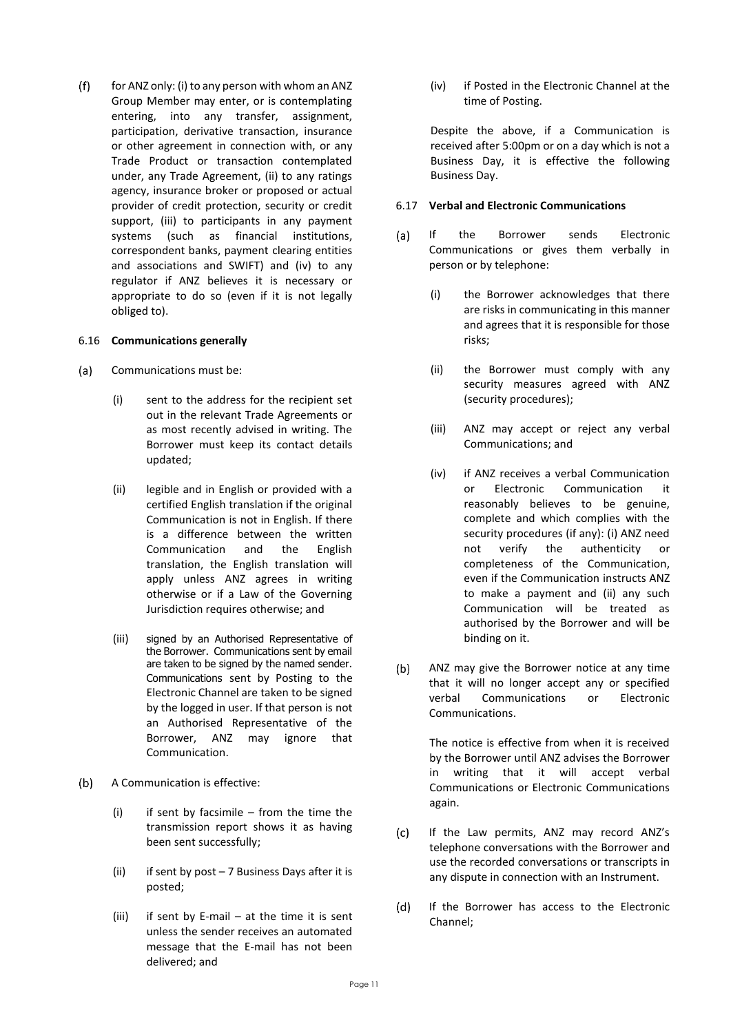(f) for ANZ only: (i) to any person with whom an ANZ Group Member may enter, or is contemplating entering, into any transfer, assignment, participation, derivative transaction, insurance or other agreement in connection with, or any Trade Product or transaction contemplated under, any Trade Agreement, (ii) to any ratings agency, insurance broker or proposed or actual provider of credit protection, security or credit support, (iii) to participants in any payment systems (such as financial institutions, correspondent banks, payment clearing entities and associations and SWIFT) and (iv) to any regulator if ANZ believes it is necessary or appropriate to do so (even if it is not legally obliged to).

### 6.16 **Communications generally**

(a) Communications must be:

   (i) sent to the address for the recipient set out in the relevant Trade Agreements or as most recently advised in writing. The Borrower must keep its contact details updated;

   (ii) legible and in English or provided with a certified English translation if the original Communication is not in English. If there is a difference between the written Communication and the English translation, the English translation will apply unless ANZ agrees in writing otherwise or if a Law of the Governing Jurisdiction requires otherwise; and

   (iii) signed by an Authorised Representative of the Borrower. Communications sent by email are taken to be signed by the named sender. Communications sent by Posting to the Electronic Channel are taken to be signed by the logged in user. If that person is not an Authorised Representative of the Borrower, ANZ may ignore that Communication.

(b) A Communication is effective:

   (i) if sent by facsimile – from the time the transmission report shows it as having been sent successfully;

   (ii) if sent by post – 7 Business Days after it is posted;

   (iii) if sent by E-mail – at the time it is sent unless the sender receives an automated message that the E-mail has not been delivered; and

   (iv) if Posted in the Electronic Channel at the time of Posting.

   Despite the above, if a Communication is received after 5:00pm or on a day which is not a Business Day, it is effective the following Business Day.

### 6.17 **Verbal and Electronic Communications**

(a) If the Borrower sends Electronic Communications or gives them verbally in person or by telephone:

   (i) the Borrower acknowledges that there are risks in communicating in this manner and agrees that it is responsible for those risks;

   (ii) the Borrower must comply with any security measures agreed with ANZ (security procedures);

   (iii) ANZ may accept or reject any verbal Communications; and

   (iv) if ANZ receives a verbal Communication or Electronic Communication it reasonably believes to be genuine, complete and which complies with the security procedures (if any): (i) ANZ need not verify the authenticity or completeness of the Communication, even if the Communication instructs ANZ to make a payment and (ii) any such Communication will be treated as authorised by the Borrower and will be binding on it.

(b) ANZ may give the Borrower notice at any time that it will no longer accept any or specified verbal Communications or Electronic Communications.

   The notice is effective from when it is received by the Borrower until ANZ advises the Borrower in writing that it will accept verbal Communications or Electronic Communications again.

(c) If the Law permits, ANZ may record ANZ's telephone conversations with the Borrower and use the recorded conversations or transcripts in any dispute in connection with an Instrument.

(d) If the Borrower has access to the Electronic Channel;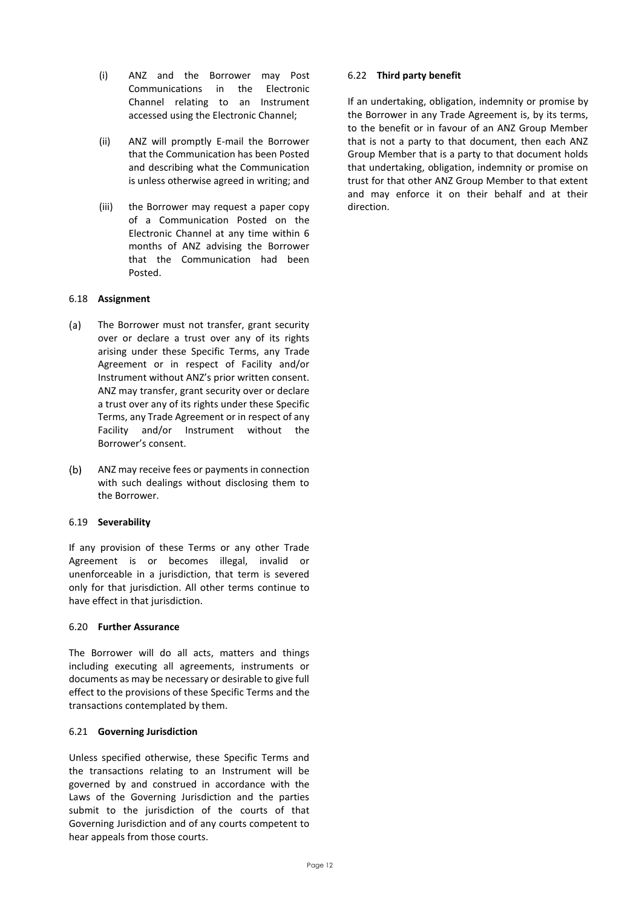(i) ANZ and the Borrower may Post Communications in the Electronic Channel relating to an Instrument accessed using the Electronic Channel;

(ii) ANZ will promptly E-mail the Borrower that the Communication has been Posted and describing what the Communication is unless otherwise agreed in writing; and

(iii) the Borrower may request a paper copy of a Communication Posted on the Electronic Channel at any time within 6 months of ANZ advising the Borrower that the Communication had been Posted.

### 6.18 Assignment

(a) The Borrower must not transfer, grant security over or declare a trust over any of its rights arising under these Specific Terms, any Trade Agreement or in respect of Facility and/or Instrument without ANZ's prior written consent. ANZ may transfer, grant security over or declare a trust over any of its rights under these Specific Terms, any Trade Agreement or in respect of any Facility and/or Instrument without the Borrower's consent.

(b) ANZ may receive fees or payments in connection with such dealings without disclosing them to the Borrower.

### 6.19 Severability

If any provision of these Terms or any other Trade Agreement is or becomes illegal, invalid or unenforceable in a jurisdiction, that term is severed only for that jurisdiction. All other terms continue to have effect in that jurisdiction.

### 6.20 Further Assurance

The Borrower will do all acts, matters and things including executing all agreements, instruments or documents as may be necessary or desirable to give full effect to the provisions of these Specific Terms and the transactions contemplated by them.

### 6.21 Governing Jurisdiction

Unless specified otherwise, these Specific Terms and the transactions relating to an Instrument will be governed by and construed in accordance with the Laws of the Governing Jurisdiction and the parties submit to the jurisdiction of the courts of that Governing Jurisdiction and of any courts competent to hear appeals from those courts.

### 6.22 Third party benefit

If an undertaking, obligation, indemnity or promise by the Borrower in any Trade Agreement is, by its terms, to the benefit or in favour of an ANZ Group Member that is not a party to that document, then each ANZ Group Member that is a party to that document holds that undertaking, obligation, indemnity or promise on trust for that other ANZ Group Member to that extent and may enforce it on their behalf and at their direction.